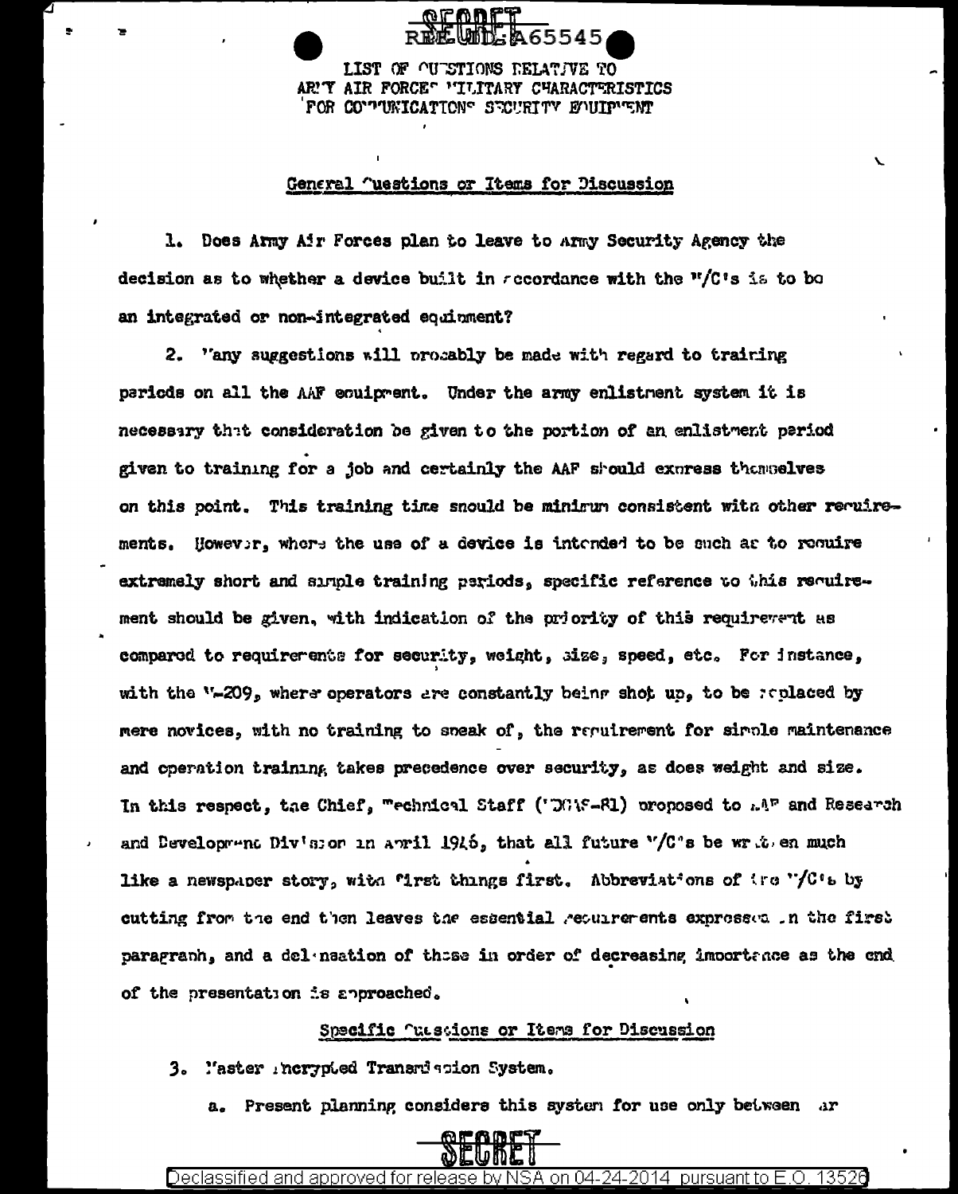SECRET

REF ID:A65545

LIST OF QUESTIONS RELATIVE TO ARMY AIR FORCES MILITARY CHARACTERISTICS FOR COMMUNICATIONS SECURITY EQUIPMENT

## General Questions or Items for Discussion

1. Does Army Air Forces plan to leave to Army Security Agency the decision as to whether a device built in accordance with the M/C's is to be an integrated or non-integrated equipment?

2. Many suggestions will probably be made with regard to training periods on all the AAF equipment. Under the army enlistment system it is necessary that consideration be given to the portion of an enlistment period given to training for a job and certainly the AAF should express themselves on this point. This training time should be minimum consistent with other requirements. However, where the use of a device is intended to be such as to require extremely short and simple training periods, specific reference to this requirement should be given, with indication of the priority of this requirement as compared to requirements for security, weight, size, speed, etc. For instance, with the M-209, where operators are constantly being shot up, to be replaced by mere novices, with no training to speak of, the requirement for simple maintenance and operation training takes precedence over security, as does weight and size. In this respect, the Chief, Technical Staff (WDGAS-81) proposed to AAF and Research and Development Division in April 1946, that all future M/C's be written much like a newspaper story, with first things first. Abbreviations of the M/C's by cutting from the end then leaves the essential requirements expressed in the first paragraph, and a delineation of these in order of decreasing importance as the end of the presentation is approached.

## Specific Questions or Items for Discussion

3. Master Encrypted Transmission System.

a. Present planning considers this system for use only between ar

SECRET

Declassified and approved for release by NSA on 04-24-2014 pursuant to E.O. 13526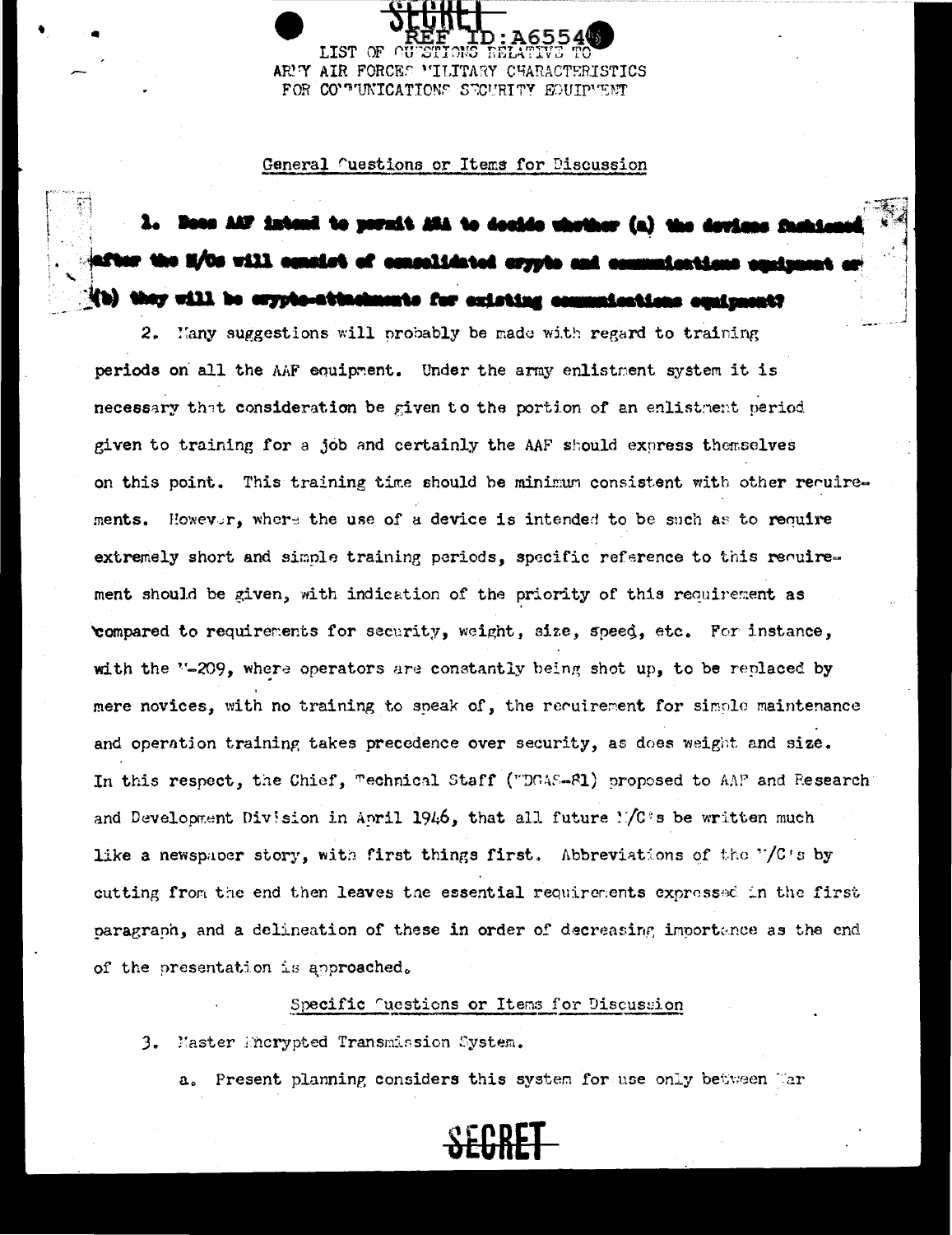SECRET

REF ID:A65540

LIST OF QUESTIONS RELATIVE TO
ARMY AIR FORCES MILITARY CHARACTERISTICS
FOR COMMUNICATIONS SECURITY EQUIPMENT

General Questions or Items for Discussion

1. Does AAF intend to permit ASA to decide whether (a) the devices fashioned after the M/Cs will consist of consolidated crypto and communications equipment or (b) they will be crypto-attachments for existing communications equipment?

2. Many suggestions will probably be made with regard to training periods on all the AAF equipment. Under the army enlistment system it is necessary that consideration be given to the portion of an enlistment period given to training for a job and certainly the AAF should express themselves on this point. This training time should be minimum consistent with other requirements. However, where the use of a device is intended to be such as to require extremely short and simple training periods, specific reference to this requirement should be given, with indication of the priority of this requirement as compared to requirements for security, weight, size, speed, etc. For instance, with the M-209, where operators are constantly being shot up, to be replaced by mere novices, with no training to speak of, the requirement for simple maintenance and operation training takes precedence over security, as does weight and size. In this respect, the Chief, Technical Staff (WDGAS-81) proposed to AAF and Research and Development Division in April 1946, that all future M/C's be written much like a newspaper story, with first things first. Abbreviations of the M/C's by cutting from the end then leaves the essential requirements expressed in the first paragraph, and a delineation of these in order of decreasing importance as the end of the presentation is approached.

Specific Questions or Items for Discussion

3. Master Encrypted Transmission System.

a. Present planning considers this system for use only between War

SECRET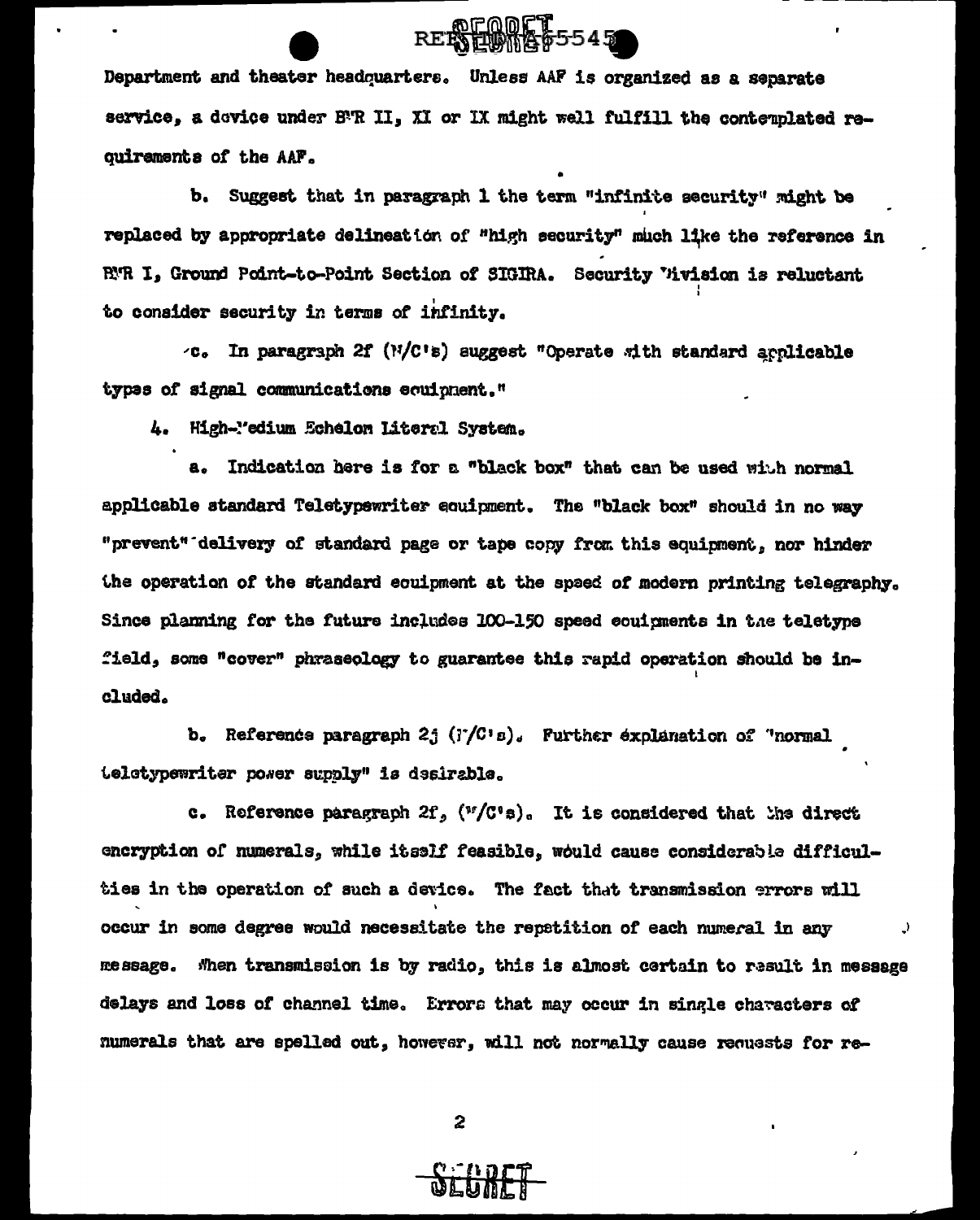Department and theater headquarters. Unless AAF is organized as a separate service, a device under BTR II, XI or IX might well fulfill the contemplated requirements of the AAF.

b. Suggest that in paragraph 1 the term "infinite security" might be replaced by appropriate delineation of "high security" much like the reference in BTR I, Ground Point-to-Point Section of SIGIRA. Security Division is reluctant to consider security in terms of infinity.

c. In paragraph 2f (M/C's) suggest "Operate with standard applicable types of signal communications equipment."

4. High-Medium Echelon Literal System.

a. Indication here is for a "black box" that can be used with normal applicable standard Teletypewriter equipment. The "black box" should in no way "prevent" delivery of standard page or tape copy from this equipment, nor hinder the operation of the standard equipment at the speed of modern printing telegraphy. Since planning for the future includes 100-150 speed equipments in the teletype field, some "cover" phraseology to guarantee this rapid operation should be included.

b. Reference paragraph 2j (M/C's). Further explanation of "normal teletypewriter power supply" is desirable.

c. Reference paragraph 2f, (M/C's). It is considered that the direct encryption of numerals, while itself feasible, would cause considerable difficulties in the operation of such a device. The fact that transmission errors will occur in some degree would necessitate the repetition of each numeral in any message. When transmission is by radio, this is almost certain to result in message delays and loss of channel time. Errors that may occur in single characters of numerals that are spelled out, however, will not normally cause requests for re-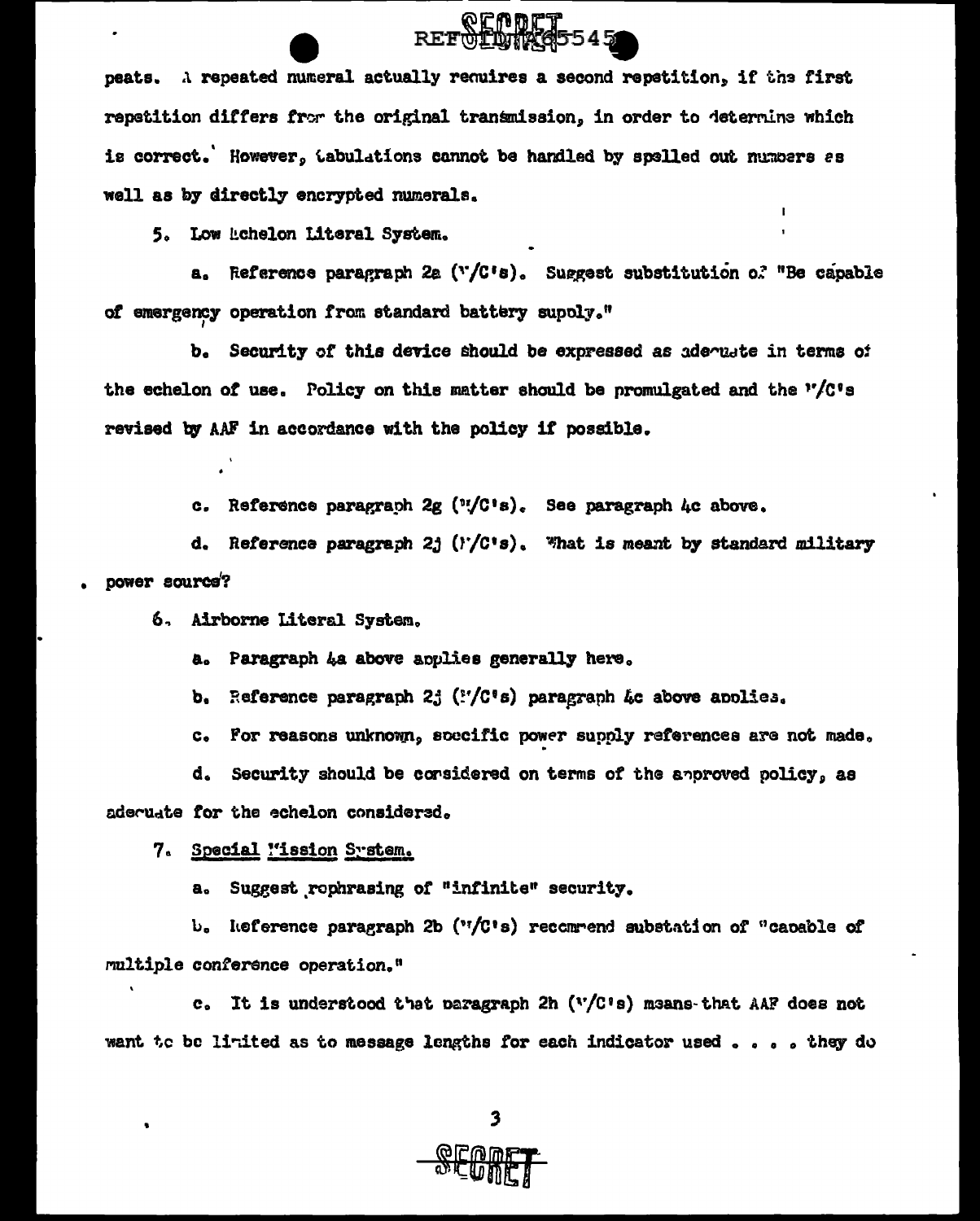peats. A repeated numeral actually requires a second repetition, if the first repetition differs from the original transmission, in order to determine which is correct. However, tabulations cannot be handled by spelled out numbers as well as by directly encrypted numerals.

5. Low Echelon Literal System.

a. Reference paragraph 2a (M/C's). Suggest substitution of "Be capable of emergency operation from standard battery supply."

b. Security of this device should be expressed as adequate in terms of the echelon of use. Policy on this matter should be promulgated and the M/C's revised by AAF in accordance with the policy if possible.

c. Reference paragraph 2g (M/C's). See paragraph 4c above.

d. Reference paragraph 2j (M/C's). What is meant by standard military power source?

6. Airborne Literal System.

a. Paragraph 4a above applies generally here.

b. Reference paragraph 2j (M/C's) paragraph 4c above applies.

c. For reasons unknown, specific power supply references are not made.

d. Security should be considered on terms of the approved policy, as adequate for the echelon considered.

7. Special Mission System.

a. Suggest rephrasing of "infinite" security.

b. Reference paragraph 2b (M/C's) recommend substitution of "capable of multiple conference operation."

c. It is understood that paragraph 2h (M/C's) means that AAF does not want to be limited as to message lengths for each indicator used . . . . they do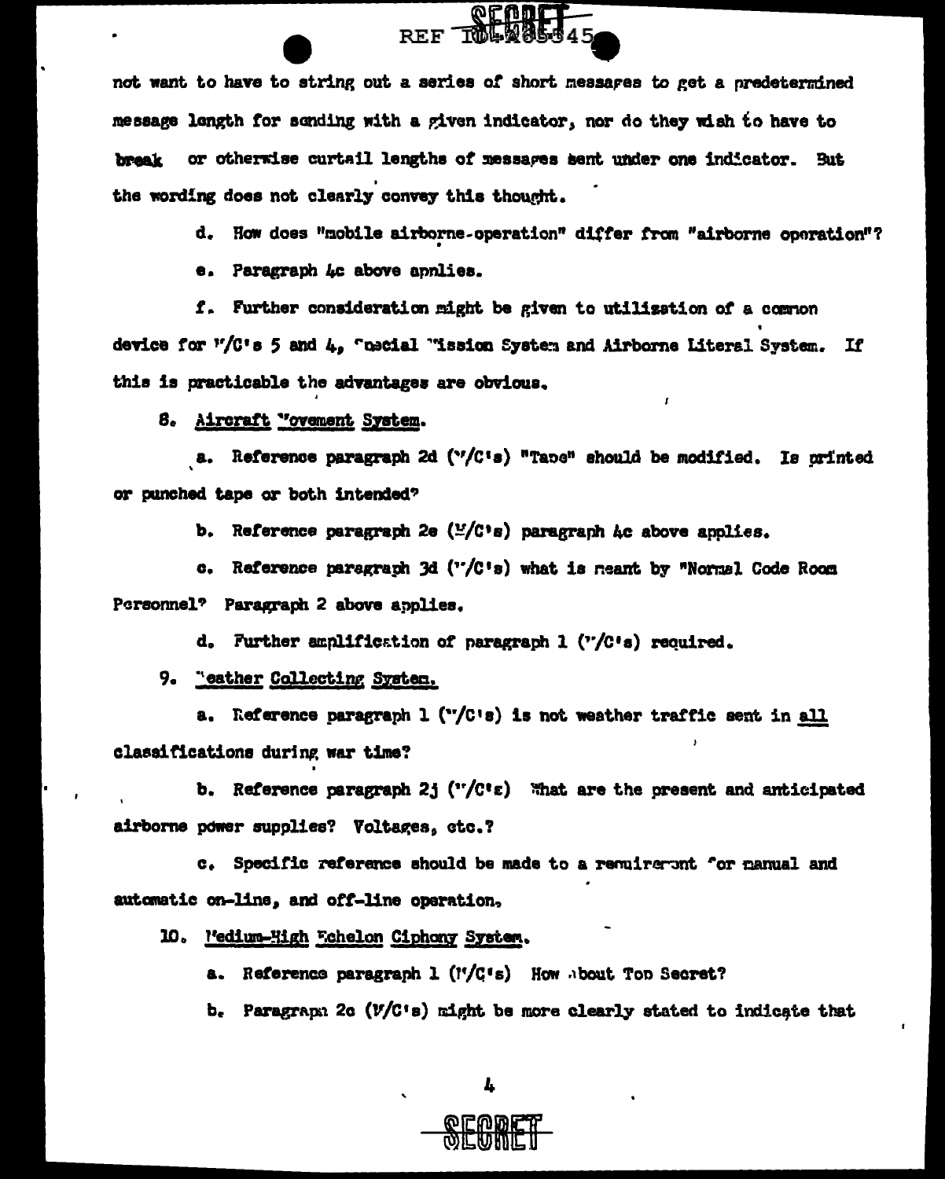not want to have to string out a series of short messages to get a predetermined message length for sending with a given indicator, nor do they wish to have to break or otherwise curtail lengths of messages sent under one indicator. But the wording does not clearly convey this thought.

d. How does "mobile airborne-operation" differ from "airborne operation"?

e. Paragraph 4c above applies.

f. Further consideration might be given to utilization of a common device for M/C's 5 and 4, Special Mission System and Airborne Literal System. If this is practicable the advantages are obvious.

8. Aircraft Movement System.

a. Reference paragraph 2d (M/C's) "Tape" should be modified. Is printed or punched tape or both intended?

b. Reference paragraph 2e (M/C's) paragraph 4c above applies.

c. Reference paragraph 3d (M/C's) what is meant by "Normal Code Room Personnel? Paragraph 2 above applies.

d. Further amplification of paragraph 1 (M/C's) required.

9. Weather Collecting System.

a. Reference paragraph 1 (M/C's) is not weather traffic sent in all classifications during war time?

b. Reference paragraph 2j (M/C's) What are the present and anticipated airborne power supplies? Voltages, etc.?

c. Specific reference should be made to a requirement for manual and automatic on-line, and off-line operation.

10. Medium-High Echelon Ciphony System.

a. Reference paragraph 1 (M/C's) How about Top Secret?

b. Paragraph 2c (M/C's) might be more clearly stated to indicate that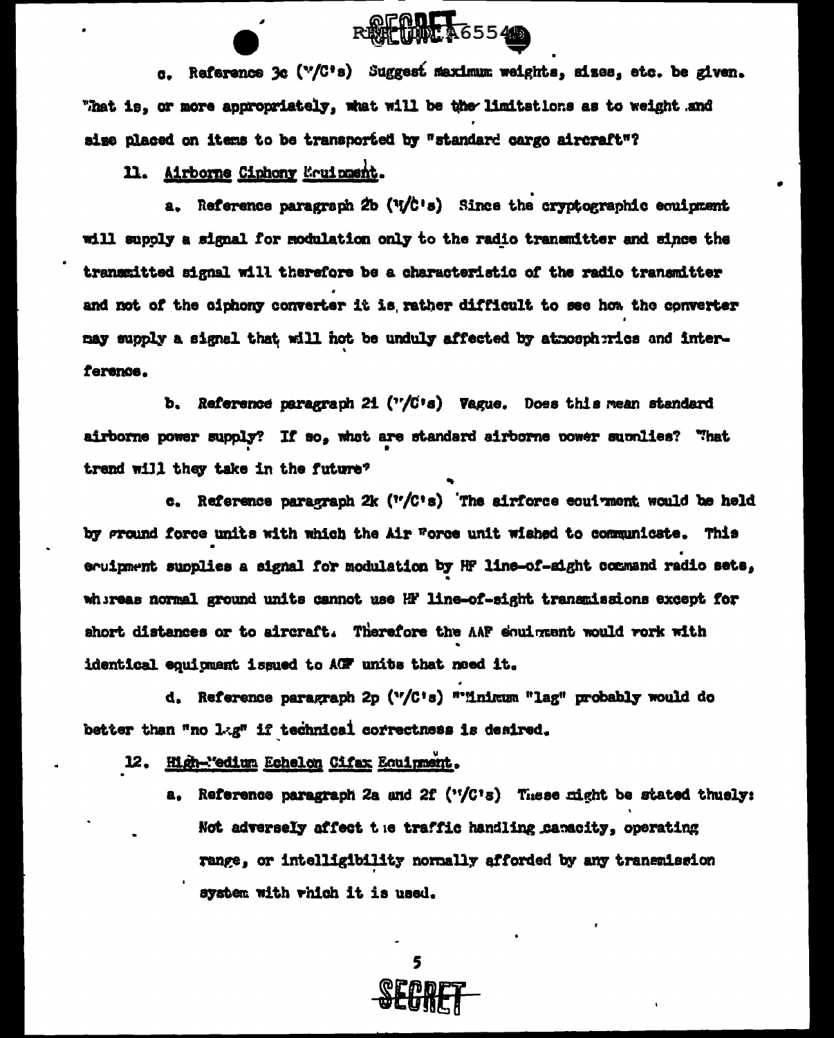c. Reference 3c (W/C's) Suggest maximum weights, sizes, etc. be given. What is, or more appropriately, what will be the limitations as to weight and size placed on items to be transported by "standard cargo aircraft"?

11. Airborne Ciphony Equipment.

a. Reference paragraph 2b (W/C's) Since the cryptographic equipment will supply a signal for modulation only to the radio transmitter and since the transmitted signal will therefore be a characteristic of the radio transmitter and not of the ciphony converter it is rather difficult to see how the converter may supply a signal that will not be unduly affected by atmospherics and interference.

b. Reference paragraph 2i (W/C's) Vague. Does this mean standard airborne power supply? If so, what are standard airborne power supplies? What trend will they take in the future?

c. Reference paragraph 2k (W/C's) The airforce equipment would be held by ground force units with which the Air Force unit wished to communicate. This equipment supplies a signal for modulation by HF line-of-sight command radio sets, whereas normal ground units cannot use HF line-of-sight transmissions except for short distances or to aircraft. Therefore the AAF equipment would work with identical equipment issued to AGF units that need it.

d. Reference paragraph 2p (W/C's) "Minimum "lag" probably would do better than "no lag" if technical correctness is desired.

12. High-Medium Echelon Cifax Equipment.

a. Reference paragraph 2a and 2f (W/C's) These might be stated thusly: Not adversely affect the traffic handling capacity, operating range, or intelligibility normally afforded by any transmission system with which it is used.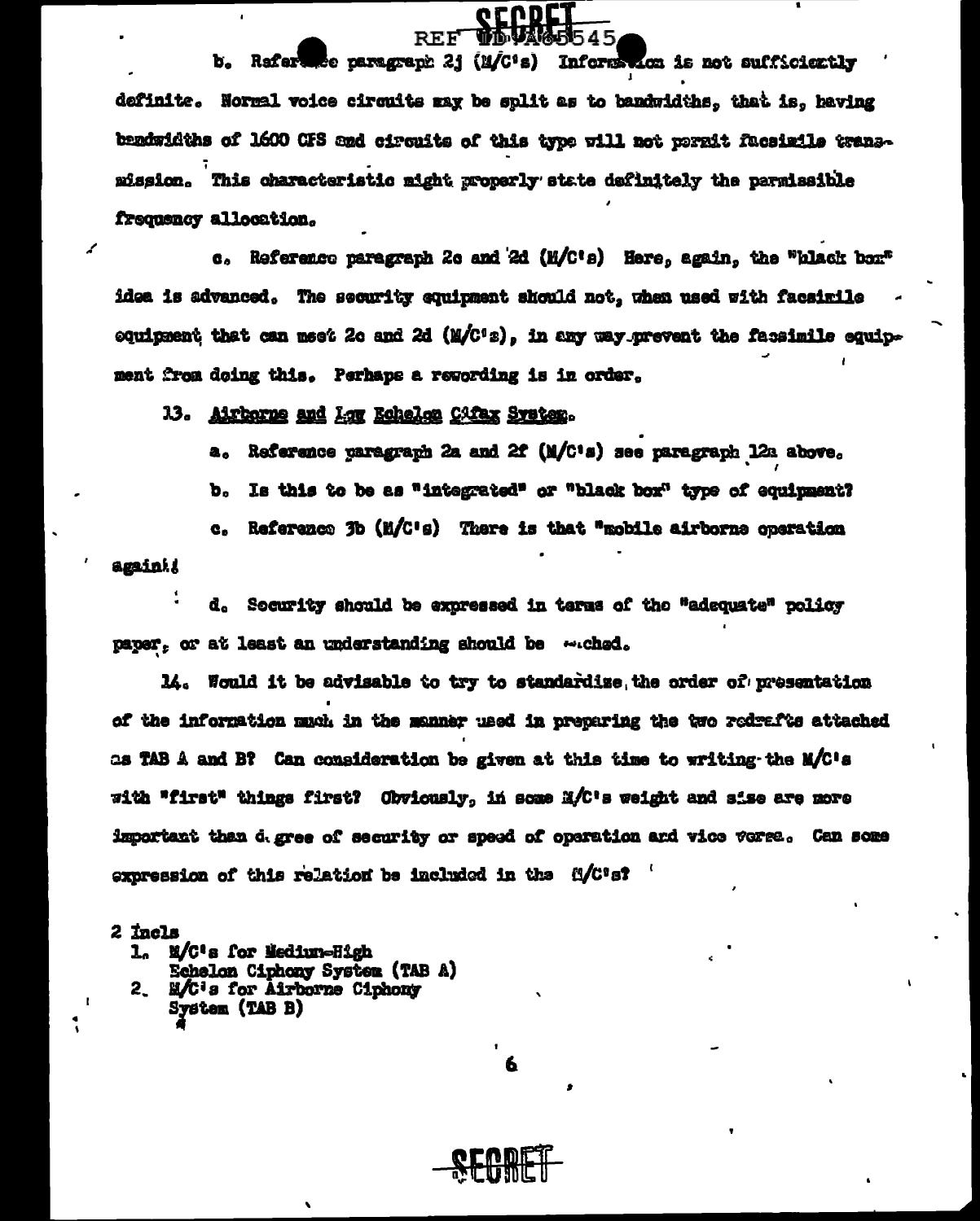b. Reference paragraph 2j (M/C's) Information is not sufficiently definite. Normal voice circuits may be split as to bandwidths, that is, having bandwidths of 1600 CPS and circuits of this type will not permit facsimile transmission. This characteristic might properly state definitely the permissible frequency allocation.

c. Reference paragraph 2c and 2d (M/C's) Here, again, the "black box" idea is advanced. The security equipment should not, when used with facsimile equipment that can meet 2c and 2d (M/C's), in any way prevent the facsimile equipment from doing this. Perhaps a rewording is in order.

13. Airborne and Low Echelon Cifax System.

a. Reference paragraph 2a and 2f (M/C's) see paragraph 12a above.

b. Is this to be as "integrated" or "black box" type of equipment?

c. Reference 3b (M/C's) There is that "mobile airborne operation again!!

d. Security should be expressed in terms of the "adequate" policy paper, or at least an understanding should be reached.

14. Would it be advisable to try to standardize the order of presentation of the information much in the manner used in preparing the two redrafts attached as TAB A and B? Can consideration be given at this time to writing the M/C's with "first" things first? Obviously, in some M/C's weight and size are more important than degree of security or speed of operation and vice versa. Can some expression of this relation be included in the M/C's?

2 Incls
1. M/C's for Medium-High Echelon Ciphony System (TAB A)
2. M/C's for Airborne Ciphony System (TAB B)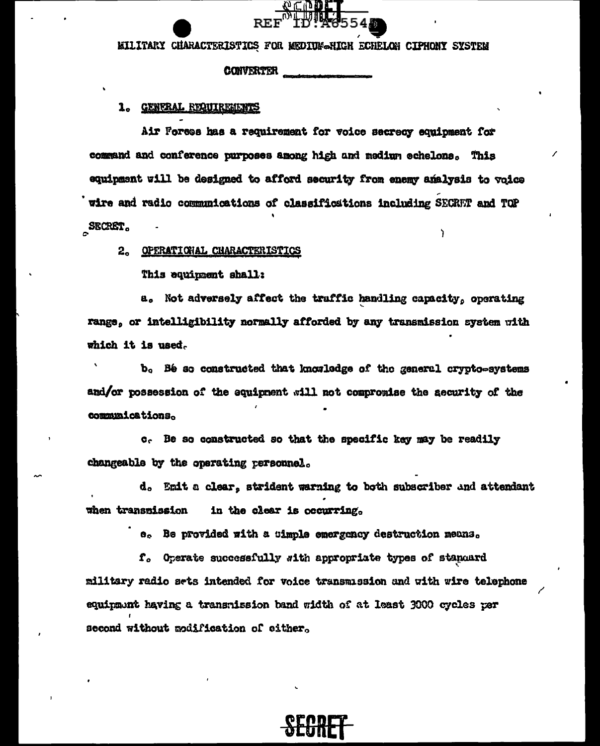MILITARY CHARACTERISTICS FOR MEDIUM-HIGH ECHELON CIPHONY SYSTEM

CONVERTER \_\_\_\_\_\_\_\_\_\_

1. GENERAL REQUIREMENTS

Air Forces has a requirement for voice secrecy equipment for command and conference purposes among high and medium echelons. This equipment will be designed to afford security from enemy analysis to voice wire and radio communications of classifications including SECRET and TOP SECRET.

2. OPERATIONAL CHARACTERISTICS

This equipment shall:

a. Not adversely affect the traffic handling capacity, operating range, or intelligibility normally afforded by any transmission system with which it is used.

b. Be so constructed that knowledge of the general crypto-systems and/or possession of the equipment will not compromise the security of the communications.

c. Be so constructed so that the specific key may be readily changeable by the operating personnel.

d. Emit a clear, strident warning to both subscriber and attendant when transmission in the clear is occurring.

e. Be provided with a simple emergency destruction means.

f. Operate successfully with appropriate types of standard military radio sets intended for voice transmission and with wire telephone equipment having a transmission band width of at least 3000 cycles per second without modification of either.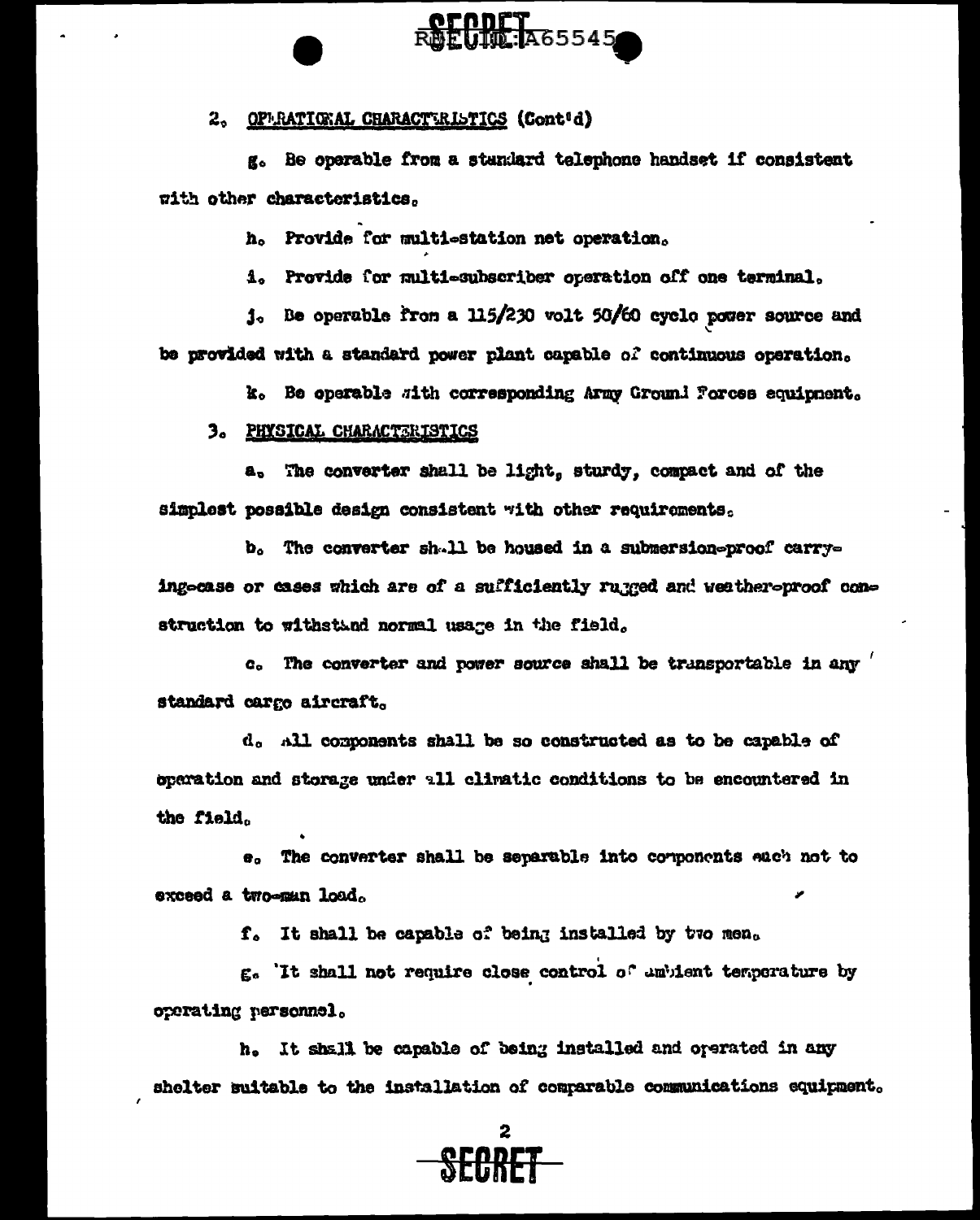2. OPERATIONAL CHARACTERISTICS (Cont'd)

g. Be operable from a standard telephone handset if consistent with other characteristics.

h. Provide for multi-station net operation.

i. Provide for multi-subscriber operation off one terminal.

j. Be operable from a 115/230 volt 50/60 cycle power source and be provided with a standard power plant capable of continuous operation.

k. Be operable with corresponding Army Ground Forces equipment.

3. PHYSICAL CHARACTERISTICS

a. The converter shall be light, sturdy, compact and of the simplest possible design consistent with other requirements.

b. The converter shall be housed in a submersion-proof carrying-case or cases which are of a sufficiently rugged and weather-proof construction to withstand normal usage in the field.

c. The converter and power source shall be transportable in any standard cargo aircraft.

d. All components shall be so constructed as to be capable of operation and storage under all climatic conditions to be encountered in the field.

e. The converter shall be separable into components each not to exceed a two-man load.

f. It shall be capable of being installed by two men.

g. It shall not require close control of ambient temperature by operating personnel.

h. It shall be capable of being installed and operated in any shelter suitable to the installation of comparable communications equipment.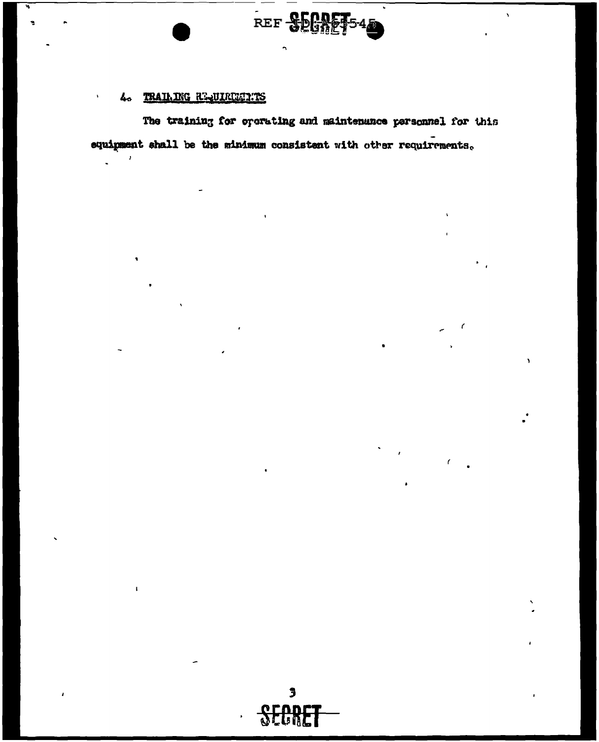4. TRAINING REQUIREMENTS

The training for operating and maintenance personnel for this equipment shall be the minimum consistent with other requirements.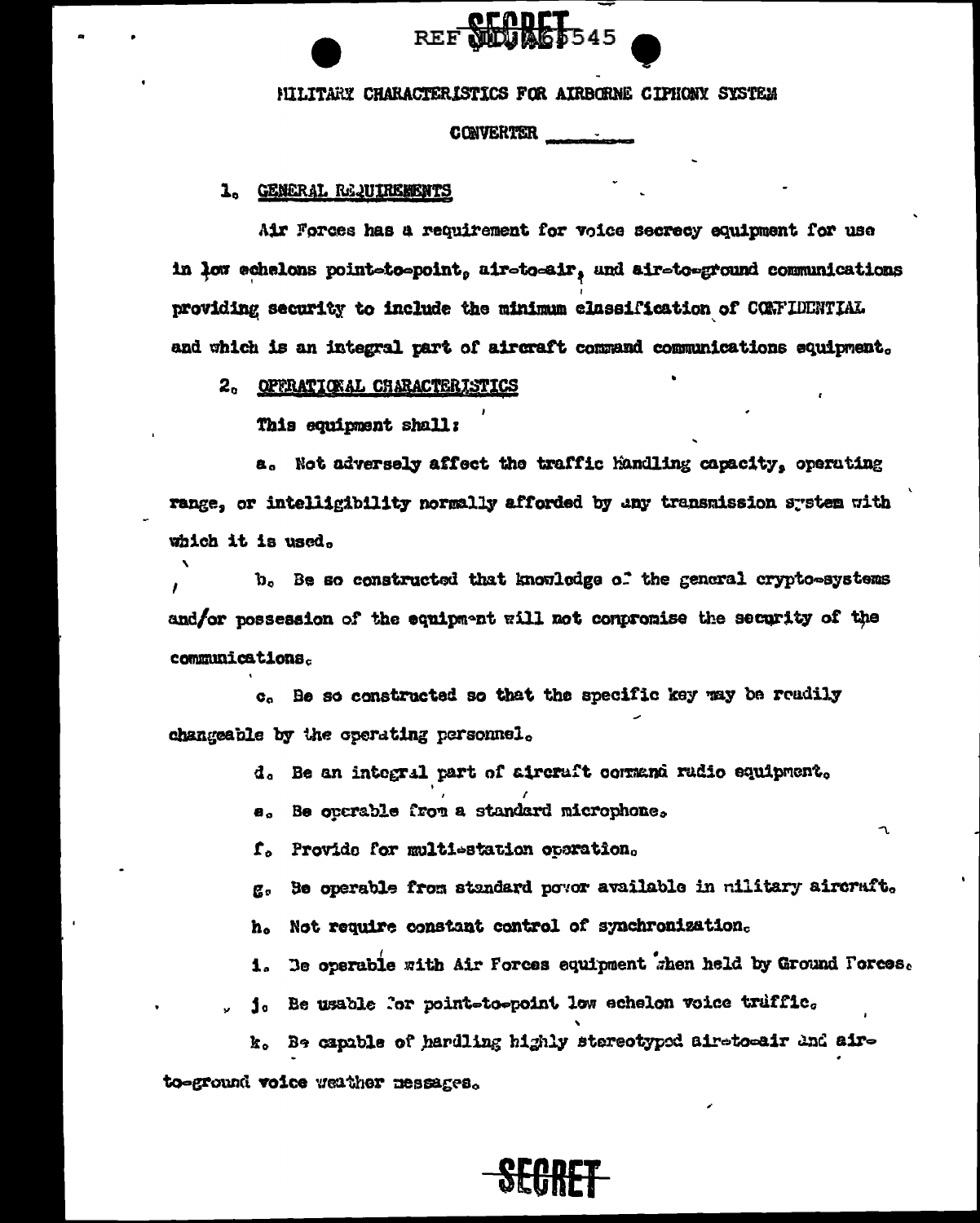REF ID:A65545

MILITARY CHARACTERISTICS FOR AIRBORNE CIPHONY SYSTEM

CONVERTER

1. GENERAL REQUIREMENTS

Air Forces has a requirement for voice secrecy equipment for use in low echelons point-to-point, air-to-air, and air-to-ground communications providing security to include the minimum classification of CONFIDENTIAL and which is an integral part of aircraft command communications equipment.

2. OPERATIONAL CHARACTERISTICS

This equipment shall:

a. Not adversely affect the traffic handling capacity, operating range, or intelligibility normally afforded by any transmission system with which it is used.

b. Be so constructed that knowledge of the general crypto-systems and/or possession of the equipment will not compromise the security of the communications.

c. Be so constructed so that the specific key may be readily changeable by the operating personnel.

d. Be an integral part of aircraft command radio equipment.

e. Be operable from a standard microphone.

f. Provide for multi-station operation.

g. Be operable from standard power available in military aircraft.

h. Not require constant control of synchronization.

i. Be operable with Air Forces equipment when held by Ground Forces.

j. Be usable for point-to-point low echelon voice traffic.

k. Be capable of handling highly stereotyped air-to-air and air-to-ground voice weather messages.

SECRET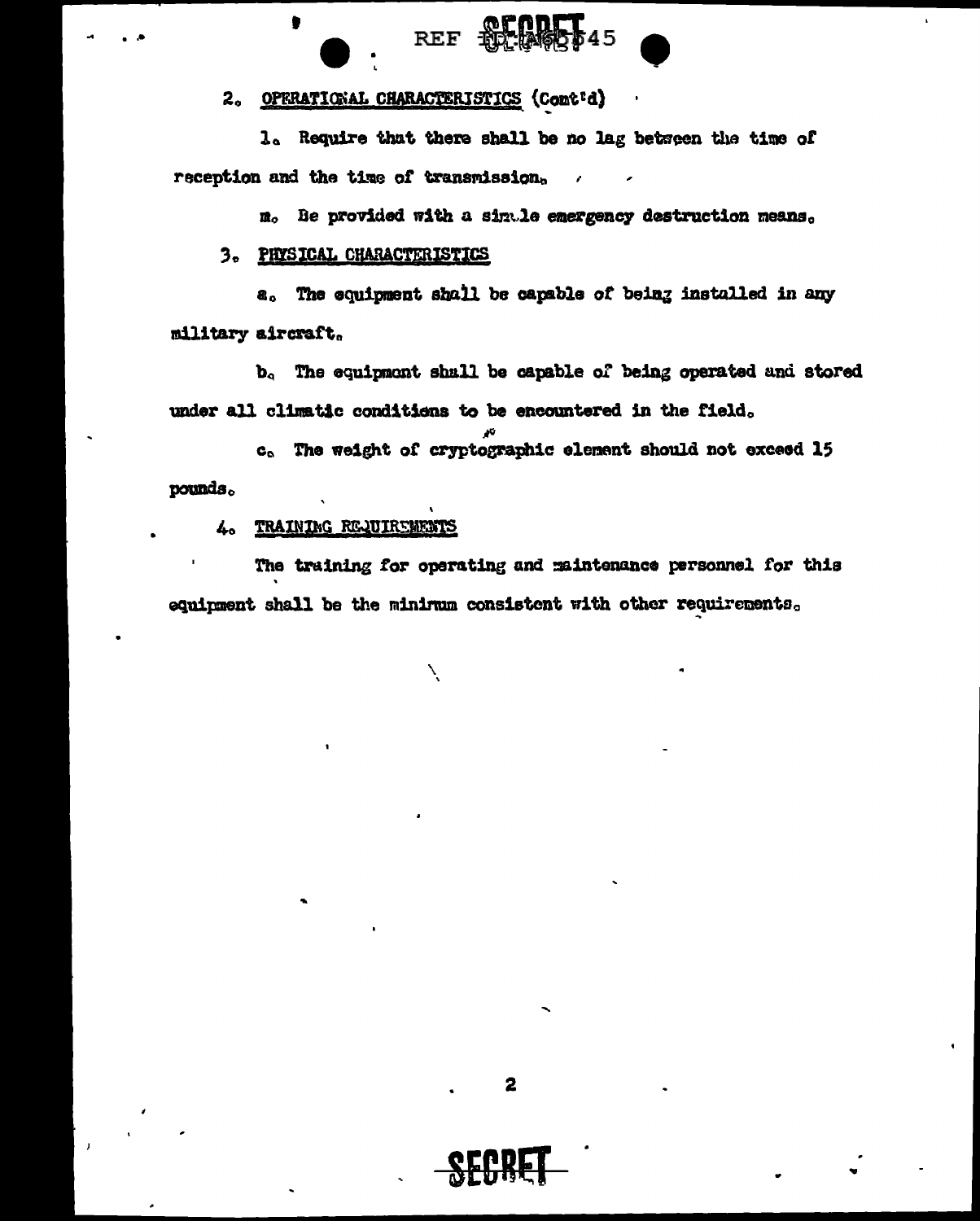2. OPERATIONAL CHARACTERISTICS (Cont'd)

l. Require that there shall be no lag between the time of reception and the time of transmission.

m. Be provided with a simple emergency destruction means.

3. PHYSICAL CHARACTERISTICS

a. The equipment shall be capable of being installed in any military aircraft.

b. The equipment shall be capable of being operated and stored under all climatic conditions to be encountered in the field.

c. The weight of cryptographic element should not exceed 15 pounds.

4. TRAINING REQUIREMENTS

The training for operating and maintenance personnel for this equipment shall be the minimum consistent with other requirements.